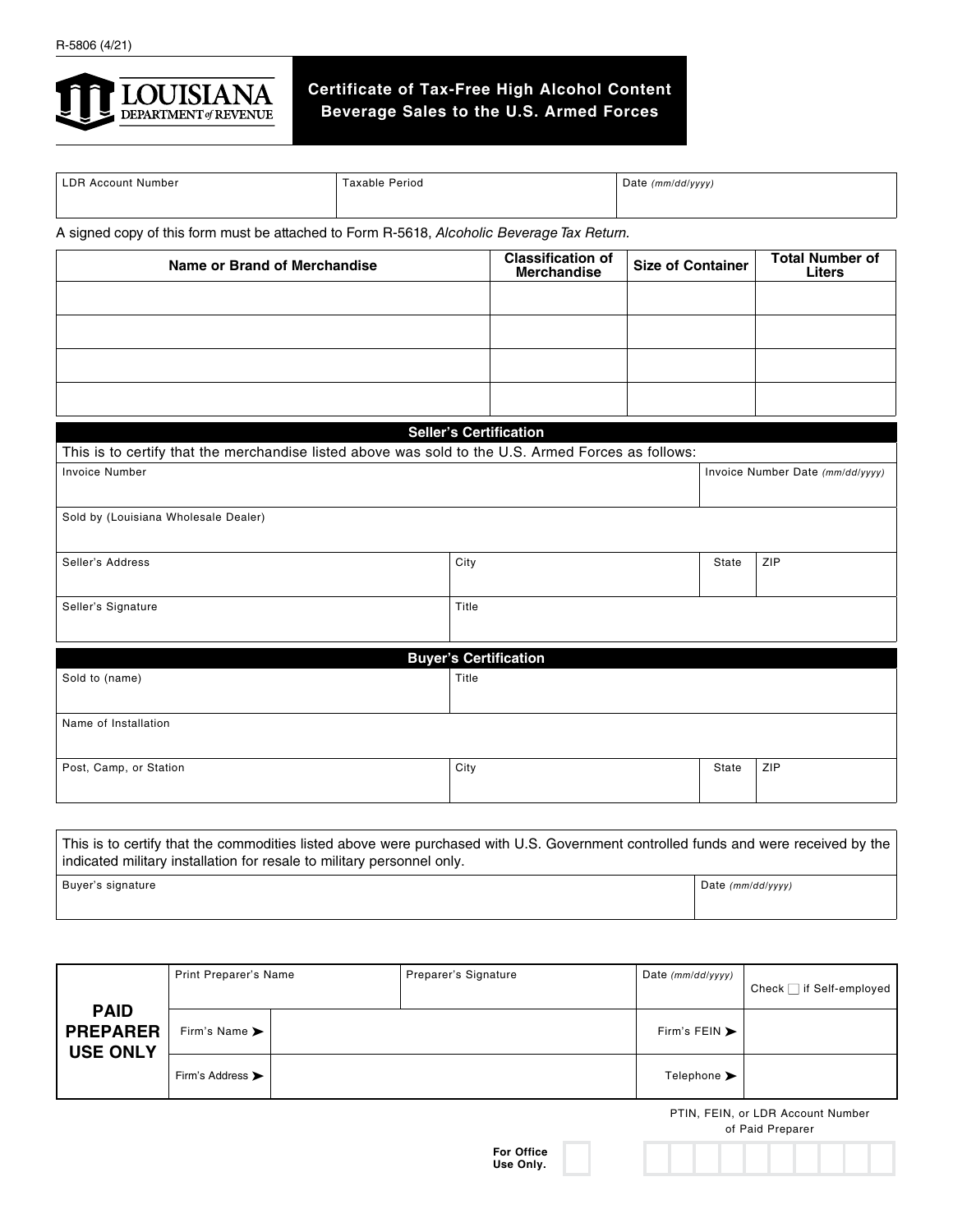R-5806 (4/21)

LOUISIANA DEPARTMENT of REVENUE

# Certificate of Tax-Free High Alcohol Content Beverage Sales to the U.S. Armed Forces

| LDR Account Number | Taxable Period | Date *(mm/dd/yyyy)* |
|---|---|---|
| | | |

A signed copy of this form must be attached to Form R-5618, *Alcoholic Beverage Tax Return.*

| Name or Brand of Merchandise | Classification of Merchandise | Size of Container | Total Number of Liters |
|---|---|---|---|
| | | | |
| | | | |
| | | | |
| | | | |

## Seller's Certification

This is to certify that the merchandise listed above was sold to the U.S. Armed Forces as follows:

| Invoice Number | | | Invoice Number Date *(mm/dd/yyyy)* |
|---|---|---|---|
| Sold by (Louisiana Wholesale Dealer) | | | |
| Seller's Address | City | State | ZIP |
| Seller's Signature | Title | | |

## Buyer's Certification

| Sold to (name) | Title | | |
|---|---|---|---|
| Name of Installation | | | |
| Post, Camp, or Station | City | State | ZIP |

This is to certify that the commodities listed above were purchased with U.S. Government controlled funds and were received by the indicated military installation for resale to military personnel only.

| Buyer's signature | Date *(mm/dd/yyyy)* |
|---|---|
| | |

| **PAID PREPARER USE ONLY** | | | | |
|---|---|---|---|---|
| Print Preparer's Name | Preparer's Signature | | Date *(mm/dd/yyyy)* | Check ☐ if Self-employed |
| Firm's Name ➤ | | | Firm's FEIN ➤ | |
| Firm's Address ➤ | | | Telephone ➤ | |

PTIN, FEIN, or LDR Account Number of Paid Preparer

For Office Use Only.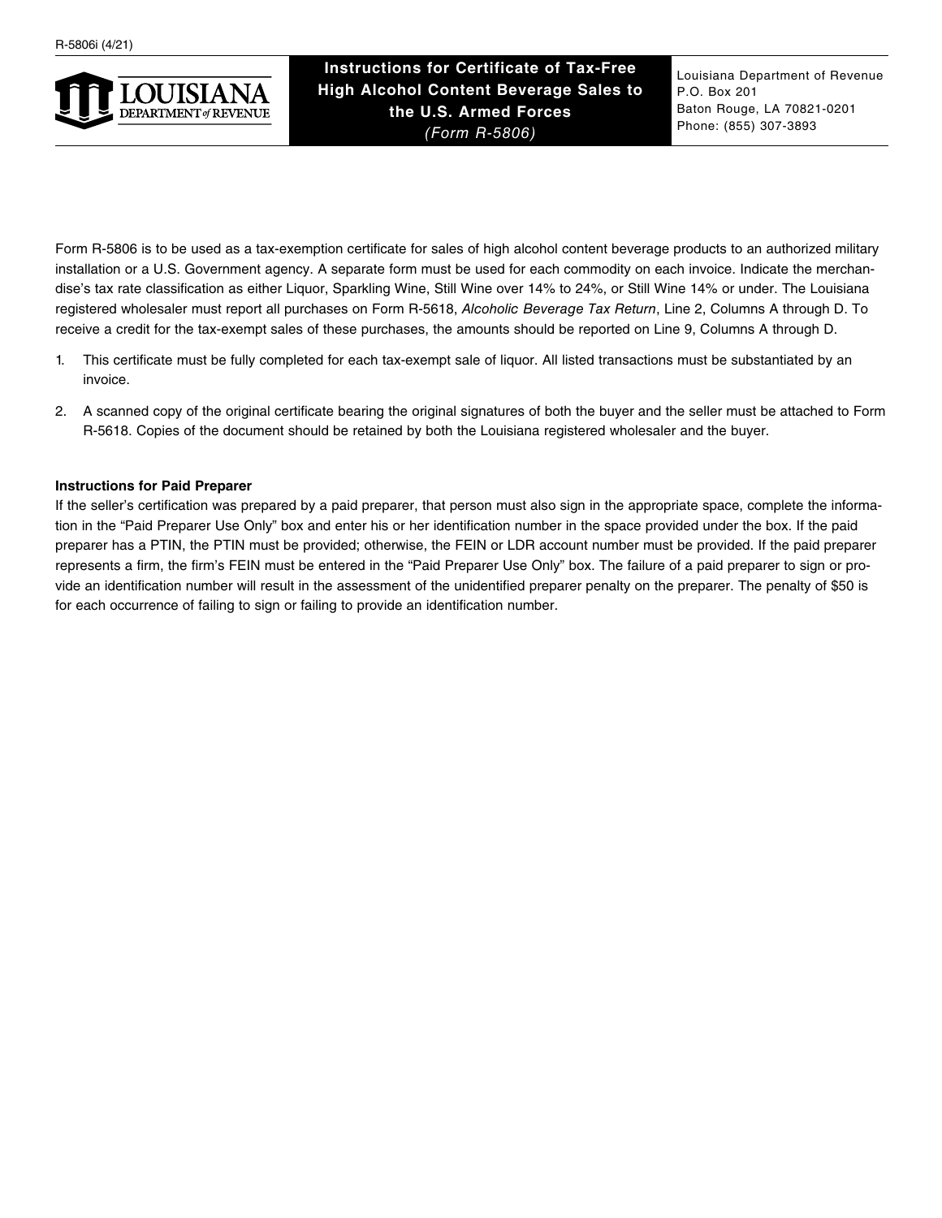# Instructions for Certificate of Tax-Free High Alcohol Content Beverage Sales to the U.S. Armed Forces

*(Form R-5806)*

Louisiana Department of Revenue
P.O. Box 201
Baton Rouge, LA 70821-0201
Phone: (855) 307-3893

Form R-5806 is to be used as a tax-exemption certificate for sales of high alcohol content beverage products to an authorized military installation or a U.S. Government agency. A separate form must be used for each commodity on each invoice. Indicate the merchandise's tax rate classification as either Liquor, Sparkling Wine, Still Wine over 14% to 24%, or Still Wine 14% or under. The Louisiana registered wholesaler must report all purchases on Form R-5618, *Alcoholic Beverage Tax Return*, Line 2, Columns A through D. To receive a credit for the tax-exempt sales of these purchases, the amounts should be reported on Line 9, Columns A through D.

1. This certificate must be fully completed for each tax-exempt sale of liquor. All listed transactions must be substantiated by an invoice.
2. A scanned copy of the original certificate bearing the original signatures of both the buyer and the seller must be attached to Form R-5618. Copies of the document should be retained by both the Louisiana registered wholesaler and the buyer.

**Instructions for Paid Preparer**

If the seller's certification was prepared by a paid preparer, that person must also sign in the appropriate space, complete the information in the "Paid Preparer Use Only" box and enter his or her identification number in the space provided under the box. If the paid preparer has a PTIN, the PTIN must be provided; otherwise, the FEIN or LDR account number must be provided. If the paid preparer represents a firm, the firm's FEIN must be entered in the "Paid Preparer Use Only" box. The failure of a paid preparer to sign or provide an identification number will result in the assessment of the unidentified preparer penalty on the preparer. The penalty of $50 is for each occurrence of failing to sign or failing to provide an identification number.